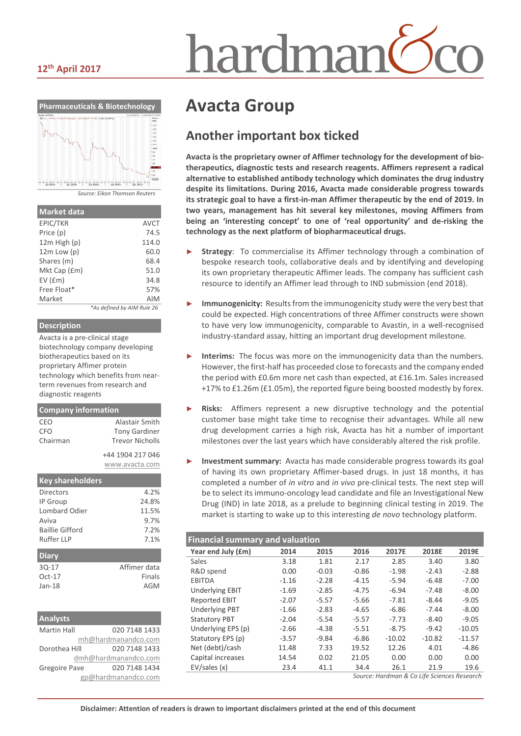12th April 2017

# Avacta Group

## Another important box ticked

**Avacta is the proprietary owner of Affimer technology for the development of bio-therapeutics, diagnostic tests and research reagents. Affimers represent a radical alternative to established antibody technology which dominates the drug industry despite its limitations. During 2016, Avacta made considerable progress towards its strategic goal to have a first-in-man Affimer therapeutic by the end of 2019. In two years, management has hit several key milestones, moving Affimers from being an 'interesting concept' to one of 'real opportunity' and de-risking the technology as the next platform of biopharmaceutical drugs.**

- **Strategy**: To commercialise its Affimer technology through a combination of bespoke research tools, collaborative deals and by identifying and developing its own proprietary therapeutic Affimer leads. The company has sufficient cash resource to identify an Affimer lead through to IND submission (end 2018).
- **Immunogenicity:** Results from the immunogenicity study were the very best that could be expected. High concentrations of three Affimer constructs were shown to have very low immunogenicity, comparable to Avastin, in a well-recognised industry-standard assay, hitting an important drug development milestone.
- **Interims:** The focus was more on the immunogenicity data than the numbers. However, the first-half has proceeded close to forecasts and the company ended the period with £0.6m more net cash than expected, at £16.1m. Sales increased +17% to £1.26m (£1.05m), the reported figure being boosted modestly by forex.
- **Risks:** Affimers represent a new disruptive technology and the potential customer base might take time to recognise their advantages. While all new drug development carries a high risk, Avacta has hit a number of important milestones over the last years which have considerably altered the risk profile.
- **Investment summary:** Avacta has made considerable progress towards its goal of having its own proprietary Affimer-based drugs. In just 18 months, it has completed a number of *in vitro* and *in vivo* pre-clinical tests. The next step will be to select its immuno-oncology lead candidate and file an Investigational New Drug (IND) in late 2018, as a prelude to beginning clinical testing in 2019. The market is starting to wake up to this interesting *de novo* technology platform.

### Financial summary and valuation

| Year end July (£m) | 2014 | 2015 | 2016 | 2017E | 2018E | 2019E |
|---|---|---|---|---|---|---|
| Sales | 3.18 | 1.81 | 2.17 | 2.85 | 3.40 | 3.80 |
| R&D spend | 0.00 | -0.03 | -0.86 | -1.98 | -2.43 | -2.88 |
| EBITDA | -1.16 | -2.28 | -4.15 | -5.94 | -6.48 | -7.00 |
| Underlying EBIT | -1.69 | -2.85 | -4.75 | -6.94 | -7.48 | -8.00 |
| Reported EBIT | -2.07 | -5.57 | -5.66 | -7.81 | -8.44 | -9.05 |
| Underlying PBT | -1.66 | -2.83 | -4.65 | -6.86 | -7.44 | -8.00 |
| Statutory PBT | -2.04 | -5.54 | -5.57 | -7.73 | -8.40 | -9.05 |
| Underlying EPS (p) | -2.66 | -4.38 | -5.51 | -8.75 | -9.42 | -10.05 |
| Statutory EPS (p) | -3.57 | -9.84 | -6.86 | -10.02 | -10.82 | -11.57 |
| Net (debt)/cash | 11.48 | 7.33 | 19.52 | 12.26 | 4.01 | -4.86 |
| Capital increases | 14.54 | 0.02 | 21.05 | 0.00 | 0.00 | 0.00 |
| EV/sales (x) | 23.4 | 41.1 | 34.4 | 26.1 | 21.9 | 19.6 |

*Source: Hardman & Co Life Sciences Research*

**Pharmaceuticals & Biotechnology**

*Source: Eikon Thomson Reuters*

### Market data

| | |
|---|---|
| EPIC/TKR | AVCT |
| Price (p) | 74.5 |
| 12m High (p) | 114.0 |
| 12m Low (p) | 60.0 |
| Shares (m) | 68.4 |
| Mkt Cap (£m) | 51.0 |
| EV (£m) | 34.8 |
| Free Float* | 57% |
| Market | AIM |

*As defined by AIM Rule 26

### Description

Avacta is a pre-clinical stage biotechnology company developing biotherapeutics based on its proprietary Affimer protein technology which benefits from near-term revenues from research and diagnostic reagents

### Company information

| | |
|---|---|
| CEO | Alastair Smith |
| CFO | Tony Gardiner |
| Chairman | Trevor Nicholls |

+44 1904 217 046
www.avacta.com

### Key shareholders

| | |
|---|---|
| Directors | 4.2% |
| IP Group | 24.8% |
| Lombard Odier | 11.5% |
| Aviva | 9.7% |
| Baillie Gifford | 7.2% |
| Ruffer LLP | 7.1% |

### Diary

| | |
|---|---|
| 3Q-17 | Affimer data |
| Oct-17 | Finals |
| Jan-18 | AGM |

### Analysts

| | |
|---|---|
| Martin Hall | 020 7148 1433 |
| | mh@hardmanandco.com |
| Dorothea Hill | 020 7148 1433 |
| | dmh@hardmanandco.com |
| Gregoire Pave | 020 7148 1434 |
| | gp@hardmanandco.com |

**Disclaimer: Attention of readers is drawn to important disclaimers printed at the end of this document**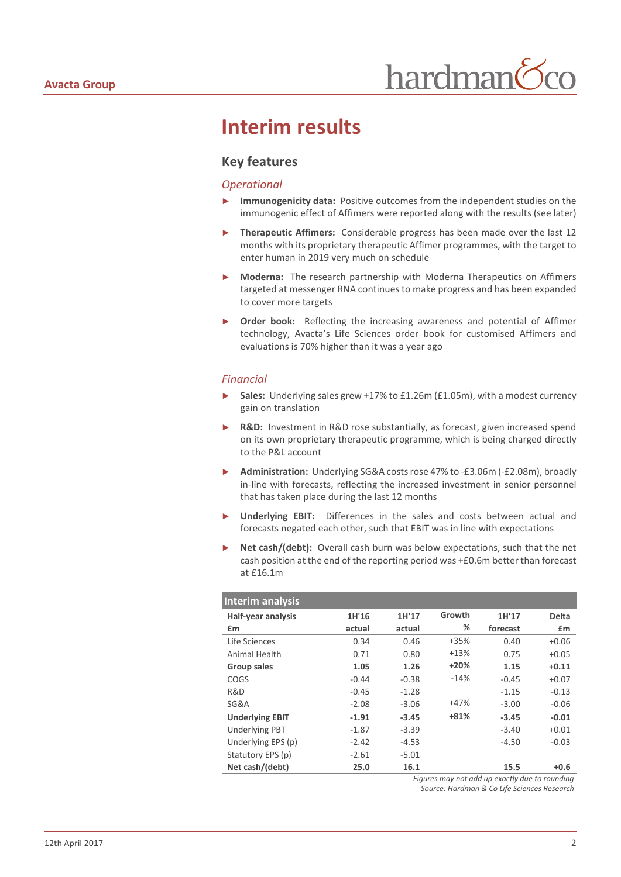# Interim results

## Key features

### *Operational*

- **Immunogenicity data:** Positive outcomes from the independent studies on the immunogenic effect of Affimers were reported along with the results (see later)
- **Therapeutic Affimers:** Considerable progress has been made over the last 12 months with its proprietary therapeutic Affimer programmes, with the target to enter human in 2019 very much on schedule
- **Moderna:** The research partnership with Moderna Therapeutics on Affimers targeted at messenger RNA continues to make progress and has been expanded to cover more targets
- **Order book:** Reflecting the increasing awareness and potential of Affimer technology, Avacta's Life Sciences order book for customised Affimers and evaluations is 70% higher than it was a year ago

### *Financial*

- **Sales:** Underlying sales grew +17% to £1.26m (£1.05m), with a modest currency gain on translation
- **R&D:** Investment in R&D rose substantially, as forecast, given increased spend on its own proprietary therapeutic programme, which is being charged directly to the P&L account
- **Administration:** Underlying SG&A costs rose 47% to -£3.06m (-£2.08m), broadly in-line with forecasts, reflecting the increased investment in senior personnel that has taken place during the last 12 months
- **Underlying EBIT:** Differences in the sales and costs between actual and forecasts negated each other, such that EBIT was in line with expectations
- **Net cash/(debt):** Overall cash burn was below expectations, such that the net cash position at the end of the reporting period was +£0.6m better than forecast at £16.1m

**Interim analysis**

| Half-year analysis £m | 1H'16 actual | 1H'17 actual | Growth % | 1H'17 forecast | Delta £m |
|---|---|---|---|---|---|
| Life Sciences | 0.34 | 0.46 | +35% | 0.40 | +0.06 |
| Animal Health | 0.71 | 0.80 | +13% | 0.75 | +0.05 |
| **Group sales** | **1.05** | **1.26** | **+20%** | **1.15** | **+0.11** |
| COGS | -0.44 | -0.38 | -14% | -0.45 | +0.07 |
| R&D | -0.45 | -1.28 | | -1.15 | -0.13 |
| SG&A | -2.08 | -3.06 | +47% | -3.00 | -0.06 |
| **Underlying EBIT** | **-1.91** | **-3.45** | **+81%** | **-3.45** | **-0.01** |
| Underlying PBT | -1.87 | -3.39 | | -3.40 | +0.01 |
| Underlying EPS (p) | -2.42 | -4.53 | | -4.50 | -0.03 |
| Statutory EPS (p) | -2.61 | -5.01 | | | |
| **Net cash/(debt)** | **25.0** | **16.1** | | **15.5** | **+0.6** |

*Figures may not add up exactly due to rounding*
*Source: Hardman & Co Life Sciences Research*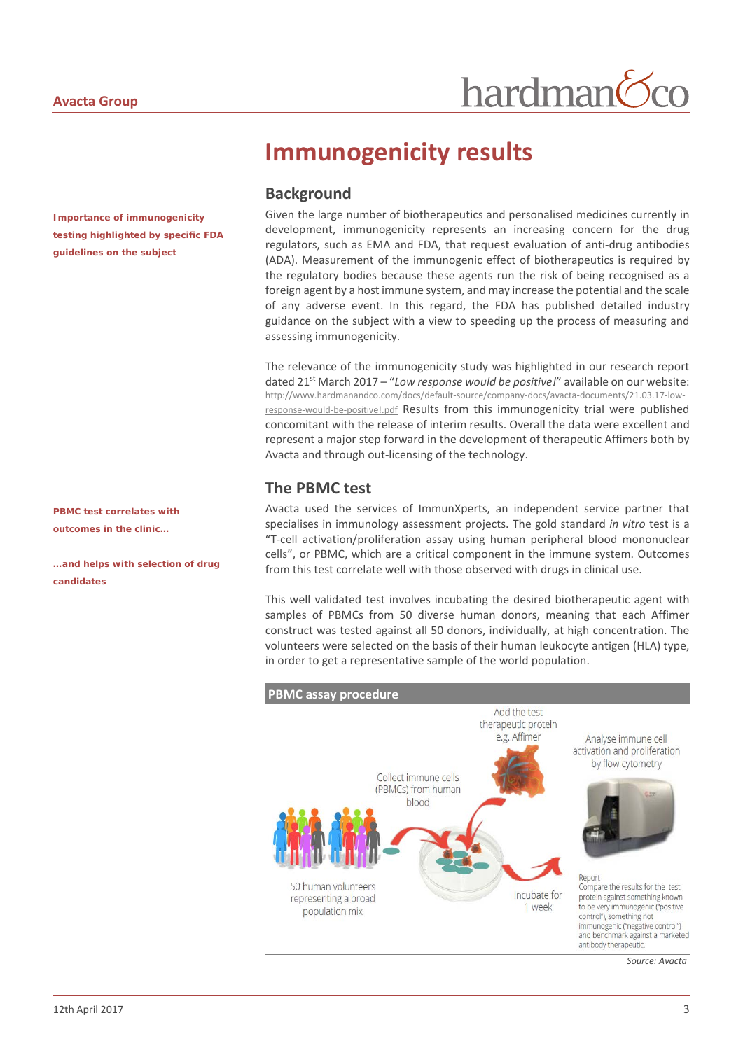# Immunogenicity results

## Background

**Importance of immunogenicity testing highlighted by specific FDA guidelines on the subject**

Given the large number of biotherapeutics and personalised medicines currently in development, immunogenicity represents an increasing concern for the drug regulators, such as EMA and FDA, that request evaluation of anti-drug antibodies (ADA). Measurement of the immunogenic effect of biotherapeutics is required by the regulatory bodies because these agents run the risk of being recognised as a foreign agent by a host immune system, and may increase the potential and the scale of any adverse event. In this regard, the FDA has published detailed industry guidance on the subject with a view to speeding up the process of measuring and assessing immunogenicity.

The relevance of the immunogenicity study was highlighted in our research report dated 21st March 2017 – "*Low response would be positive!*" available on our website: http://www.hardmanandco.com/docs/default-source/company-docs/avacta-documents/21.03.17-low-response-would-be-positive!.pdf Results from this immunogenicity trial were published concomitant with the release of interim results. Overall the data were excellent and represent a major step forward in the development of therapeutic Affimers both by Avacta and through out-licensing of the technology.

## The PBMC test

**PBMC test correlates with outcomes in the clinic…**

**…and helps with selection of drug candidates**

Avacta used the services of ImmunXperts, an independent service partner that specialises in immunology assessment projects. The gold standard *in vitro* test is a "T-cell activation/proliferation assay using human peripheral blood mononuclear cells", or PBMC, which are a critical component in the immune system. Outcomes from this test correlate well with those observed with drugs in clinical use.

This well validated test involves incubating the desired biotherapeutic agent with samples of PBMCs from 50 diverse human donors, meaning that each Affimer construct was tested against all 50 donors, individually, at high concentration. The volunteers were selected on the basis of their human leukocyte antigen (HLA) type, in order to get a representative sample of the world population.

**PBMC assay procedure**

50 human volunteers representing a broad population mix → Collect immune cells (PBMCs) from human blood → Add the test therapeutic protein e.g. Affimer → Incubate for 1 week → Analyse immune cell activation and proliferation by flow cytometry

Report
Compare the results for the test protein against something known to be very immunogenic ("positive control"), something not immunogenic ("negative control") and benchmark against a marketed antibody therapeutic.

*Source: Avacta*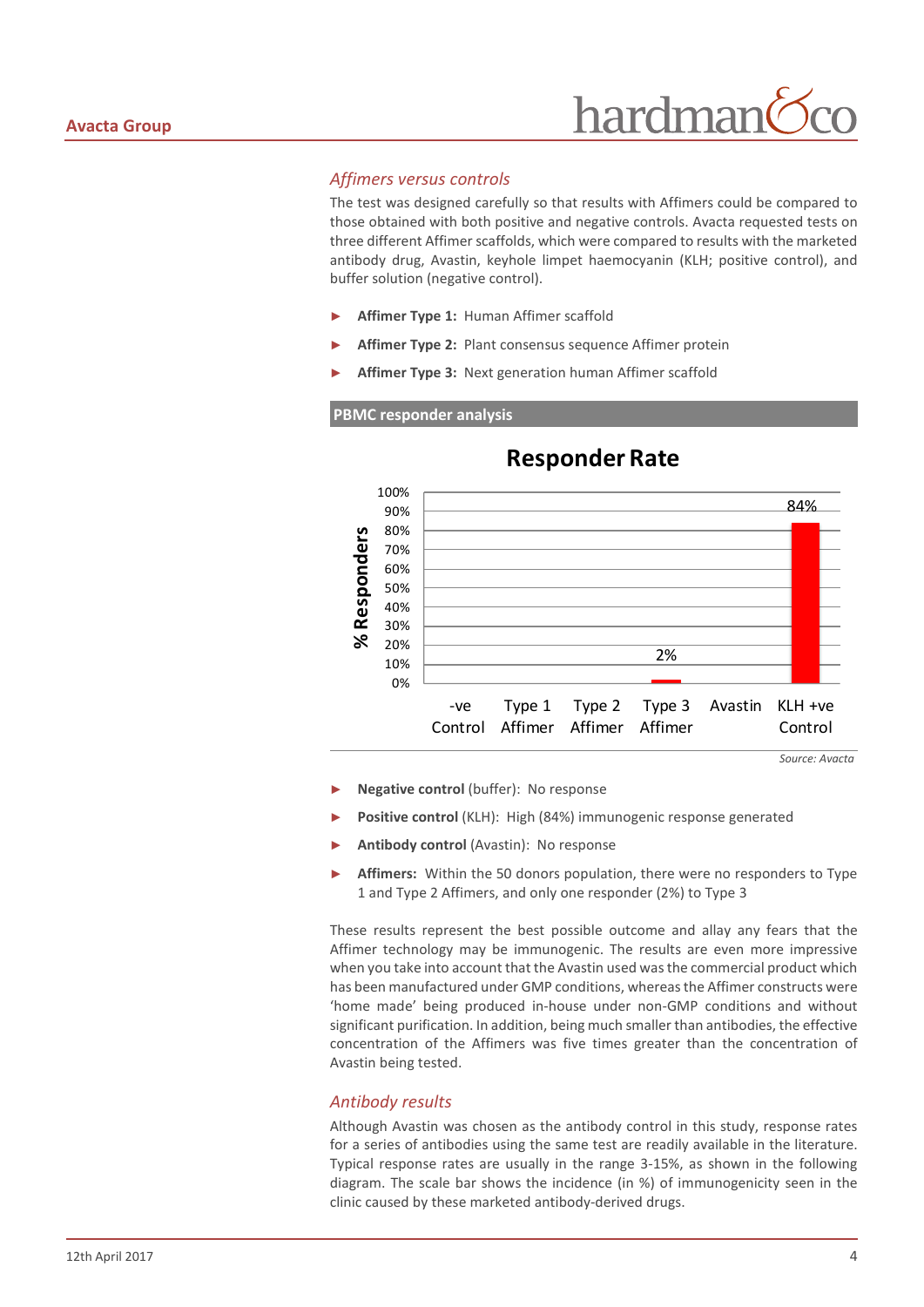### *Affimers versus controls*

The test was designed carefully so that results with Affimers could be compared to those obtained with both positive and negative controls. Avacta requested tests on three different Affimer scaffolds, which were compared to results with the marketed antibody drug, Avastin, keyhole limpet haemocyanin (KLH; positive control), and buffer solution (negative control).

- **Affimer Type 1:** Human Affimer scaffold
- **Affimer Type 2:** Plant consensus sequence Affimer protein
- **Affimer Type 3:** Next generation human Affimer scaffold

**PBMC responder analysis**

**Responder Rate**

| | % Responders |
|---|---|
| -ve Control | |
| Type 1 Affimer | |
| Type 2 Affimer | |
| Type 3 Affimer | 2% |
| Avastin | |
| KLH +ve Control | 84% |

*Source: Avacta*

- **Negative control** (buffer): No response
- **Positive control** (KLH): High (84%) immunogenic response generated
- **Antibody control** (Avastin): No response
- **Affimers:** Within the 50 donors population, there were no responders to Type 1 and Type 2 Affimers, and only one responder (2%) to Type 3

These results represent the best possible outcome and allay any fears that the Affimer technology may be immunogenic. The results are even more impressive when you take into account that the Avastin used was the commercial product which has been manufactured under GMP conditions, whereas the Affimer constructs were 'home made' being produced in-house under non-GMP conditions and without significant purification. In addition, being much smaller than antibodies, the effective concentration of the Affimers was five times greater than the concentration of Avastin being tested.

### *Antibody results*

Although Avastin was chosen as the antibody control in this study, response rates for a series of antibodies using the same test are readily available in the literature. Typical response rates are usually in the range 3-15%, as shown in the following diagram. The scale bar shows the incidence (in %) of immunogenicity seen in the clinic caused by these marketed antibody-derived drugs.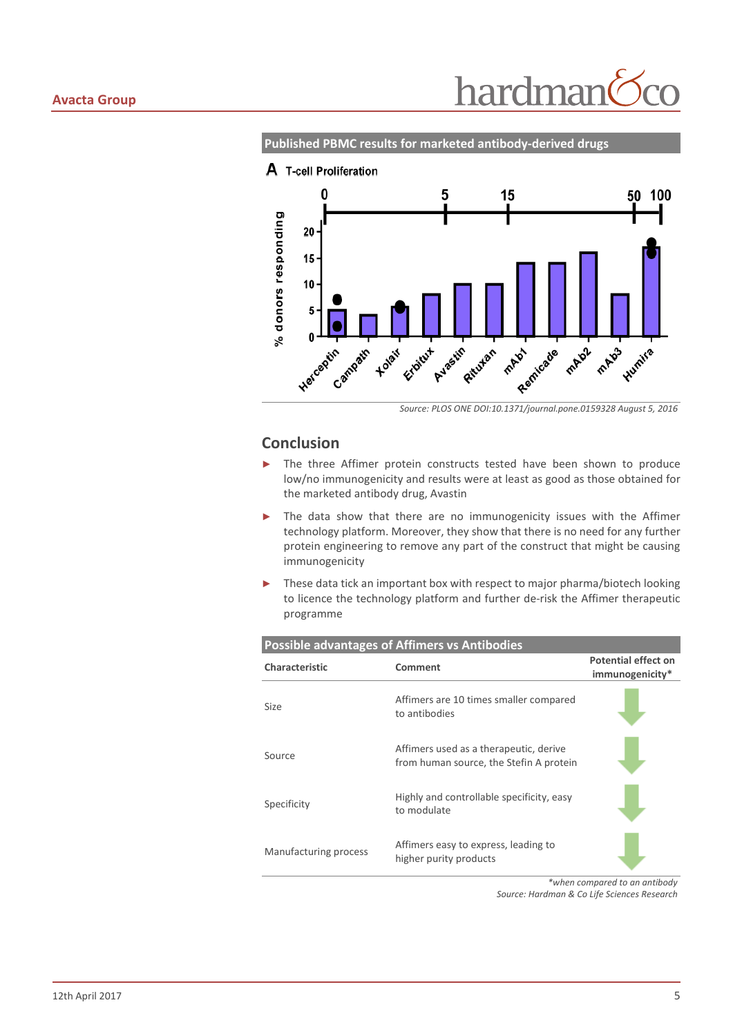### Published PBMC results for marketed antibody-derived drugs

A T-cell Proliferation

*Source: PLOS ONE DOI:10.1371/journal.pone.0159328 August 5, 2016*

## Conclusion

- The three Affimer protein constructs tested have been shown to produce low/no immunogenicity and results were at least as good as those obtained for the marketed antibody drug, Avastin
- The data show that there are no immunogenicity issues with the Affimer technology platform. Moreover, they show that there is no need for any further protein engineering to remove any part of the construct that might be causing immunogenicity
- These data tick an important box with respect to major pharma/biotech looking to licence the technology platform and further de-risk the Affimer therapeutic programme

### Possible advantages of Affimers vs Antibodies

| Characteristic | Comment | Potential effect on immunogenicity* |
|---|---|---|
| Size | Affimers are 10 times smaller compared to antibodies | ↓ |
| Source | Affimers used as a therapeutic, derive from human source, the Stefin A protein | ↓ |
| Specificity | Highly and controllable specificity, easy to modulate | ↓ |
| Manufacturing process | Affimers easy to express, leading to higher purity products | ↓ |

*\*when compared to an antibody*
*Source: Hardman & Co Life Sciences Research*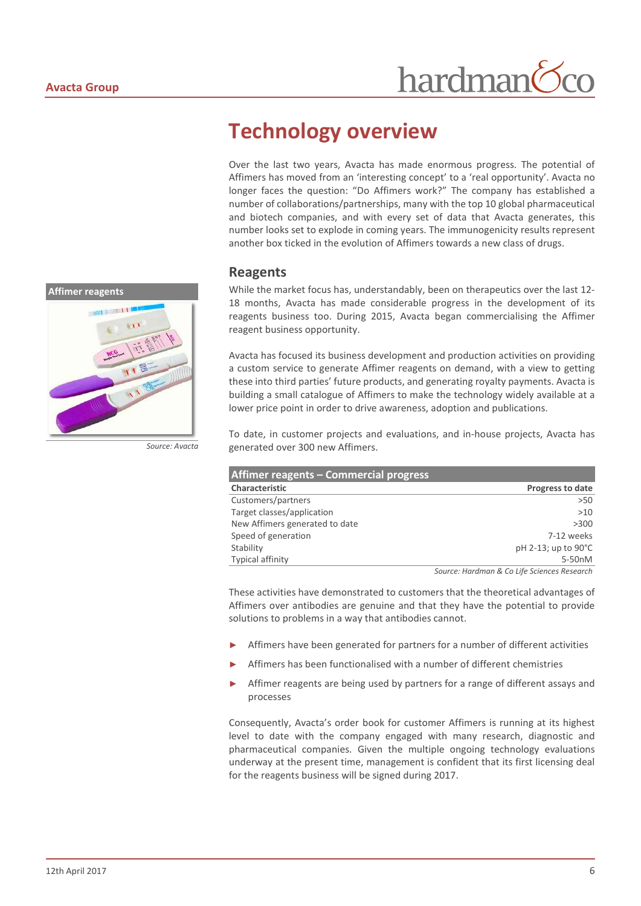# Technology overview

Over the last two years, Avacta has made enormous progress. The potential of Affimers has moved from an 'interesting concept' to a 'real opportunity'. Avacta no longer faces the question: "Do Affimers work?" The company has established a number of collaborations/partnerships, many with the top 10 global pharmaceutical and biotech companies, and with every set of data that Avacta generates, this number looks set to explode in coming years. The immunogenicity results represent another box ticked in the evolution of Affimers towards a new class of drugs.

## Reagents

**Affimer reagents**

*Source: Avacta*

While the market focus has, understandably, been on therapeutics over the last 12-18 months, Avacta has made considerable progress in the development of its reagents business too. During 2015, Avacta began commercialising the Affimer reagent business opportunity.

Avacta has focused its business development and production activities on providing a custom service to generate Affimer reagents on demand, with a view to getting these into third parties' future products, and generating royalty payments. Avacta is building a small catalogue of Affimers to make the technology widely available at a lower price point in order to drive awareness, adoption and publications.

To date, in customer projects and evaluations, and in-house projects, Avacta has generated over 300 new Affimers.

**Affimer reagents – Commercial progress**

| Characteristic | Progress to date |
|---|---|
| Customers/partners | >50 |
| Target classes/application | >10 |
| New Affimers generated to date | >300 |
| Speed of generation | 7-12 weeks |
| Stability | pH 2-13; up to 90°C |
| Typical affinity | 5-50nM |

*Source: Hardman & Co Life Sciences Research*

These activities have demonstrated to customers that the theoretical advantages of Affimers over antibodies are genuine and that they have the potential to provide solutions to problems in a way that antibodies cannot.

- Affimers have been generated for partners for a number of different activities
- Affimers has been functionalised with a number of different chemistries
- Affimer reagents are being used by partners for a range of different assays and processes

Consequently, Avacta's order book for customer Affimers is running at its highest level to date with the company engaged with many research, diagnostic and pharmaceutical companies. Given the multiple ongoing technology evaluations underway at the present time, management is confident that its first licensing deal for the reagents business will be signed during 2017.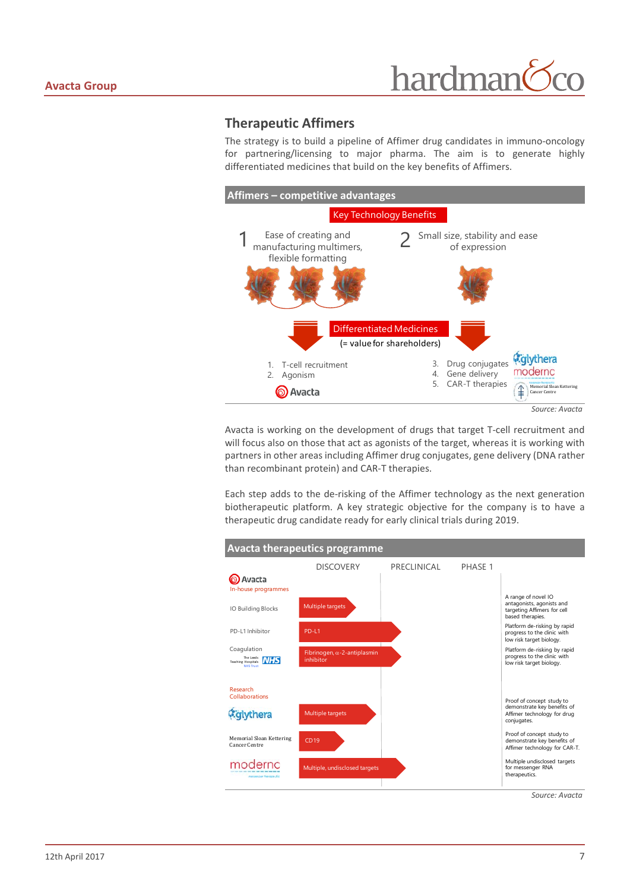## Therapeutic Affimers

The strategy is to build a pipeline of Affimer drug candidates in immuno-oncology for partnering/licensing to major pharma. The aim is to generate highly differentiated medicines that build on the key benefits of Affimers.

**Affimers – competitive advantages**

Key Technology Benefits

1. Ease of creating and manufacturing multimers, flexible formatting
2. Small size, stability and ease of expression

Differentiated Medicines (= value for shareholders)

1. T-cell recruitment
2. Agonism

Avacta

3. Drug conjugates
4. Gene delivery
5. CAR-T therapies

glythera, moderna, Memorial Sloan Kettering Cancer Centre

*Source: Avacta*

Avacta is working on the development of drugs that target T-cell recruitment and will focus also on those that act as agonists of the target, whereas it is working with partners in other areas including Affimer drug conjugates, gene delivery (DNA rather than recombinant protein) and CAR-T therapies.

Each step adds to the de-risking of the Affimer technology as the next generation biotherapeutic platform. A key strategic objective for the company is to have a therapeutic drug candidate ready for early clinical trials during 2019.

**Avacta therapeutics programme**

| | Target | Stage | Notes |
|---|---|---|---|
| **Avacta In-house programmes** | | | |
| IO Building Blocks | Multiple targets | Discovery | A range of novel IO antagonists, agonists and targeting Affimers for cell based therapies. |
| PD-L1 Inhibitor | PD-L1 | Preclinical | Platform de-risking by rapid progress to the clinic with low risk target biology. |
| Coagulation (The Leeds Teaching Hospitals NHS Trust) | Fibrinogen, α-2-antiplasmin inhibitor | Preclinical | Platform de-risking by rapid progress to the clinic with low risk target biology. |
| **Research Collaborations** | | | |
| glythera | Multiple targets | Discovery | Proof of concept study to demonstrate key benefits of Affimer technology for drug conjugates. |
| Memorial Sloan Kettering Cancer Centre | CD19 | Discovery | Proof of concept study to demonstrate key benefits of Affimer technology for CAR-T. |
| moderna | Multiple, undisclosed targets | Preclinical | Multiple undisclosed targets for messenger RNA therapeutics. |

*Source: Avacta*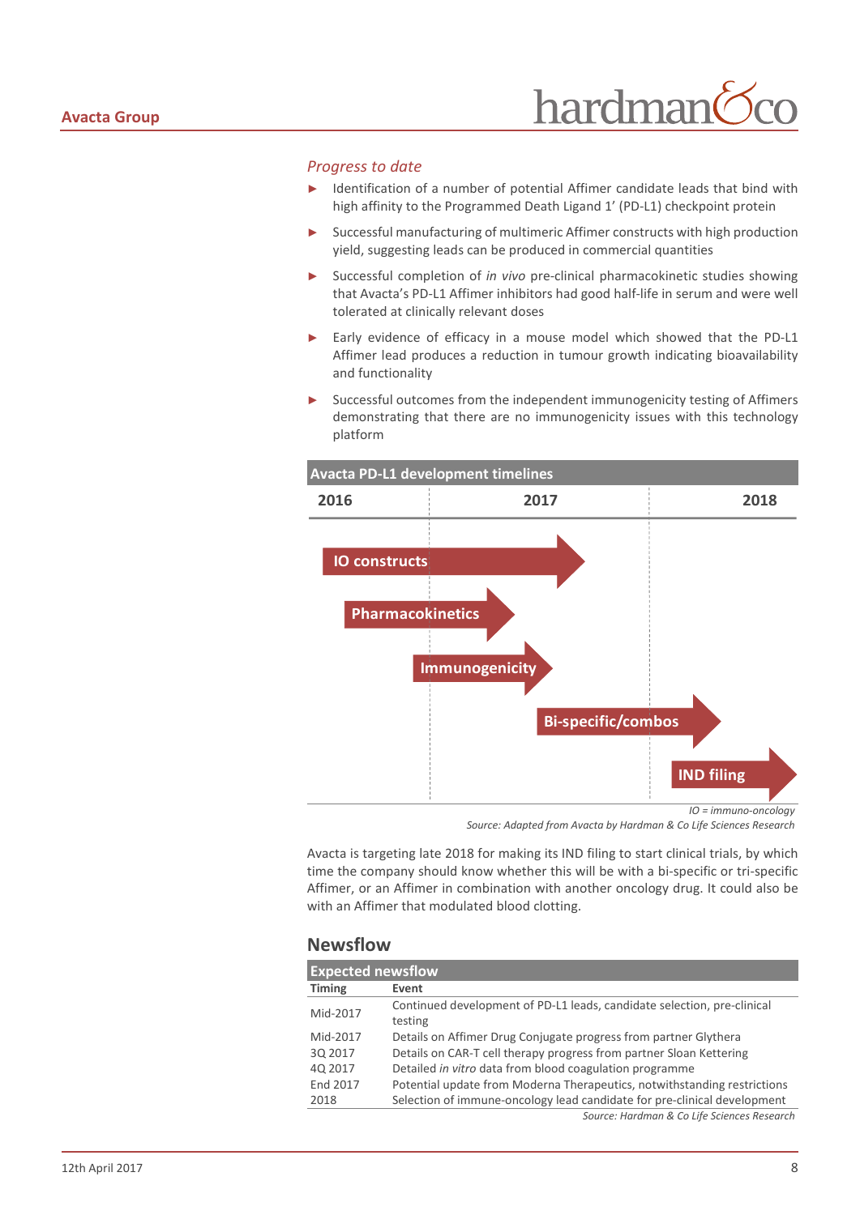*Progress to date*

- Identification of a number of potential Affimer candidate leads that bind with high affinity to the Programmed Death Ligand 1' (PD-L1) checkpoint protein
- Successful manufacturing of multimeric Affimer constructs with high production yield, suggesting leads can be produced in commercial quantities
- Successful completion of *in vivo* pre-clinical pharmacokinetic studies showing that Avacta's PD-L1 Affimer inhibitors had good half-life in serum and were well tolerated at clinically relevant doses
- Early evidence of efficacy in a mouse model which showed that the PD-L1 Affimer lead produces a reduction in tumour growth indicating bioavailability and functionality
- Successful outcomes from the independent immunogenicity testing of Affimers demonstrating that there are no immunogenicity issues with this technology platform

**Avacta PD-L1 development timelines**

| 2016 | 2017 | 2018 |
|---|---|---|
| IO constructs | IO constructs | |
| Pharmacokinetics | Pharmacokinetics | |
| | Immunogenicity | |
| | Bi-specific/combos | Bi-specific/combos |
| | | IND filing |

*IO = immuno-oncology*

*Source: Adapted from Avacta by Hardman & Co Life Sciences Research*

Avacta is targeting late 2018 for making its IND filing to start clinical trials, by which time the company should know whether this will be with a bi-specific or tri-specific Affimer, or an Affimer in combination with another oncology drug. It could also be with an Affimer that modulated blood clotting.

## Newsflow

**Expected newsflow**

| Timing | Event |
|---|---|
| Mid-2017 | Continued development of PD-L1 leads, candidate selection, pre-clinical testing |
| Mid-2017 | Details on Affimer Drug Conjugate progress from partner Glythera |
| 3Q 2017 | Details on CAR-T cell therapy progress from partner Sloan Kettering |
| 4Q 2017 | Detailed *in vitro* data from blood coagulation programme |
| End 2017 | Potential update from Moderna Therapeutics, notwithstanding restrictions |
| 2018 | Selection of immune-oncology lead candidate for pre-clinical development |

*Source: Hardman & Co Life Sciences Research*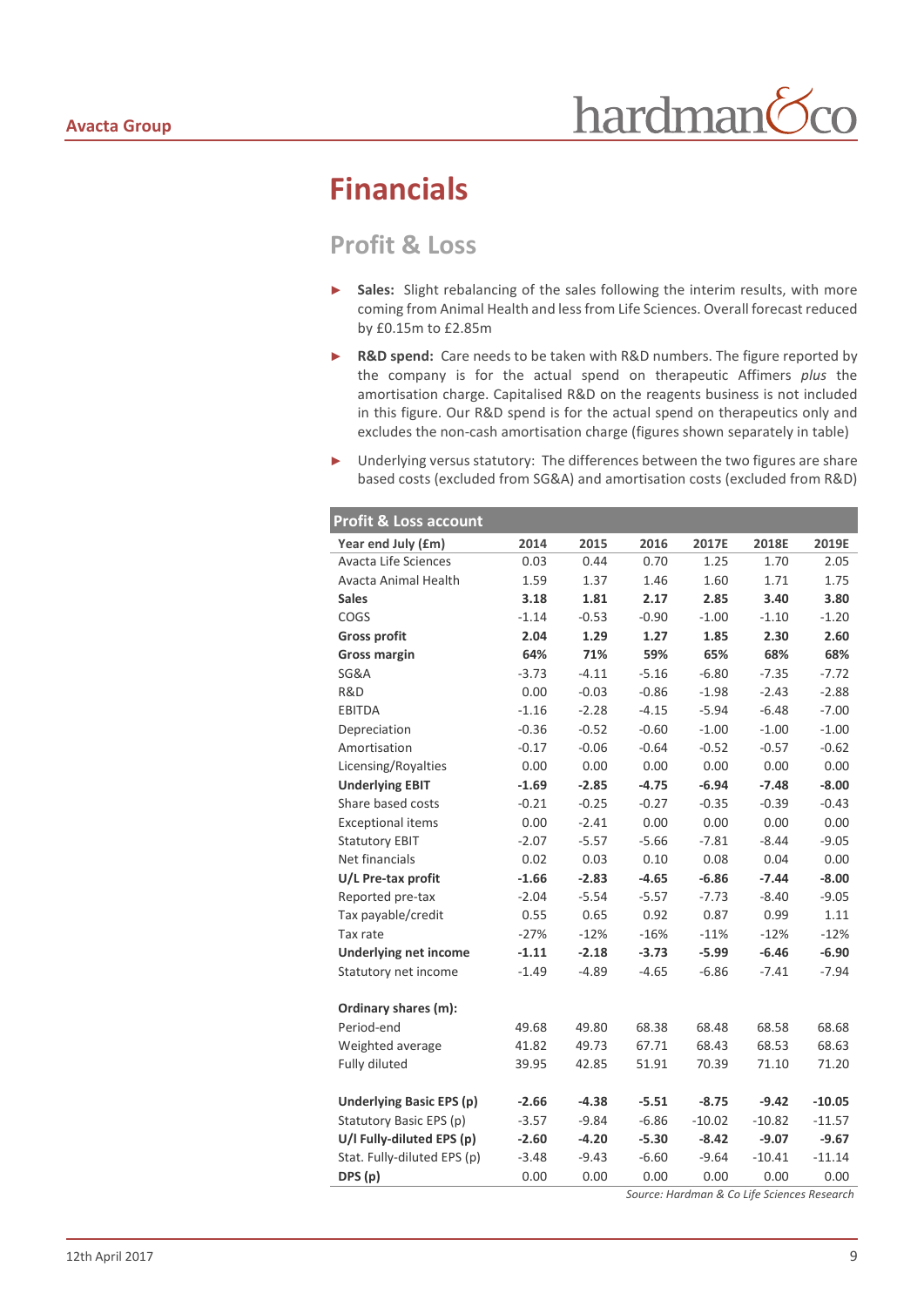# Financials

## Profit & Loss

- **Sales:** Slight rebalancing of the sales following the interim results, with more coming from Animal Health and less from Life Sciences. Overall forecast reduced by £0.15m to £2.85m
- **R&D spend:** Care needs to be taken with R&D numbers. The figure reported by the company is for the actual spend on therapeutic Affimers *plus* the amortisation charge. Capitalised R&D on the reagents business is not included in this figure. Our R&D spend is for the actual spend on therapeutics only and excludes the non-cash amortisation charge (figures shown separately in table)
- Underlying versus statutory: The differences between the two figures are share based costs (excluded from SG&A) and amortisation costs (excluded from R&D)

**Profit & Loss account**

| Year end July (£m) | 2014 | 2015 | 2016 | 2017E | 2018E | 2019E |
|---|---|---|---|---|---|---|
| Avacta Life Sciences | 0.03 | 0.44 | 0.70 | 1.25 | 1.70 | 2.05 |
| Avacta Animal Health | 1.59 | 1.37 | 1.46 | 1.60 | 1.71 | 1.75 |
| **Sales** | **3.18** | **1.81** | **2.17** | **2.85** | **3.40** | **3.80** |
| COGS | -1.14 | -0.53 | -0.90 | -1.00 | -1.10 | -1.20 |
| **Gross profit** | **2.04** | **1.29** | **1.27** | **1.85** | **2.30** | **2.60** |
| **Gross margin** | **64%** | **71%** | **59%** | **65%** | **68%** | **68%** |
| SG&A | -3.73 | -4.11 | -5.16 | -6.80 | -7.35 | -7.72 |
| R&D | 0.00 | -0.03 | -0.86 | -1.98 | -2.43 | -2.88 |
| EBITDA | -1.16 | -2.28 | -4.15 | -5.94 | -6.48 | -7.00 |
| Depreciation | -0.36 | -0.52 | -0.60 | -1.00 | -1.00 | -1.00 |
| Amortisation | -0.17 | -0.06 | -0.64 | -0.52 | -0.57 | -0.62 |
| Licensing/Royalties | 0.00 | 0.00 | 0.00 | 0.00 | 0.00 | 0.00 |
| **Underlying EBIT** | **-1.69** | **-2.85** | **-4.75** | **-6.94** | **-7.48** | **-8.00** |
| Share based costs | -0.21 | -0.25 | -0.27 | -0.35 | -0.39 | -0.43 |
| Exceptional items | 0.00 | -2.41 | 0.00 | 0.00 | 0.00 | 0.00 |
| Statutory EBIT | -2.07 | -5.57 | -5.66 | -7.81 | -8.44 | -9.05 |
| Net financials | 0.02 | 0.03 | 0.10 | 0.08 | 0.04 | 0.00 |
| **U/L Pre-tax profit** | **-1.66** | **-2.83** | **-4.65** | **-6.86** | **-7.44** | **-8.00** |
| Reported pre-tax | -2.04 | -5.54 | -5.57 | -7.73 | -8.40 | -9.05 |
| Tax payable/credit | 0.55 | 0.65 | 0.92 | 0.87 | 0.99 | 1.11 |
| Tax rate | -27% | -12% | -16% | -11% | -12% | -12% |
| **Underlying net income** | **-1.11** | **-2.18** | **-3.73** | **-5.99** | **-6.46** | **-6.90** |
| Statutory net income | -1.49 | -4.89 | -4.65 | -6.86 | -7.41 | -7.94 |
| | | | | | | |
| **Ordinary shares (m):** | | | | | | |
| Period-end | 49.68 | 49.80 | 68.38 | 68.48 | 68.58 | 68.68 |
| Weighted average | 41.82 | 49.73 | 67.71 | 68.43 | 68.53 | 68.63 |
| Fully diluted | 39.95 | 42.85 | 51.91 | 70.39 | 71.10 | 71.20 |
| | | | | | | |
| **Underlying Basic EPS (p)** | **-2.66** | **-4.38** | **-5.51** | **-8.75** | **-9.42** | **-10.05** |
| Statutory Basic EPS (p) | -3.57 | -9.84 | -6.86 | -10.02 | -10.82 | -11.57 |
| **U/l Fully-diluted EPS (p)** | **-2.60** | **-4.20** | **-5.30** | **-8.42** | **-9.07** | **-9.67** |
| Stat. Fully-diluted EPS (p) | -3.48 | -9.43 | -6.60 | -9.64 | -10.41 | -11.14 |
| **DPS (p)** | 0.00 | 0.00 | 0.00 | 0.00 | 0.00 | 0.00 |

*Source: Hardman & Co Life Sciences Research*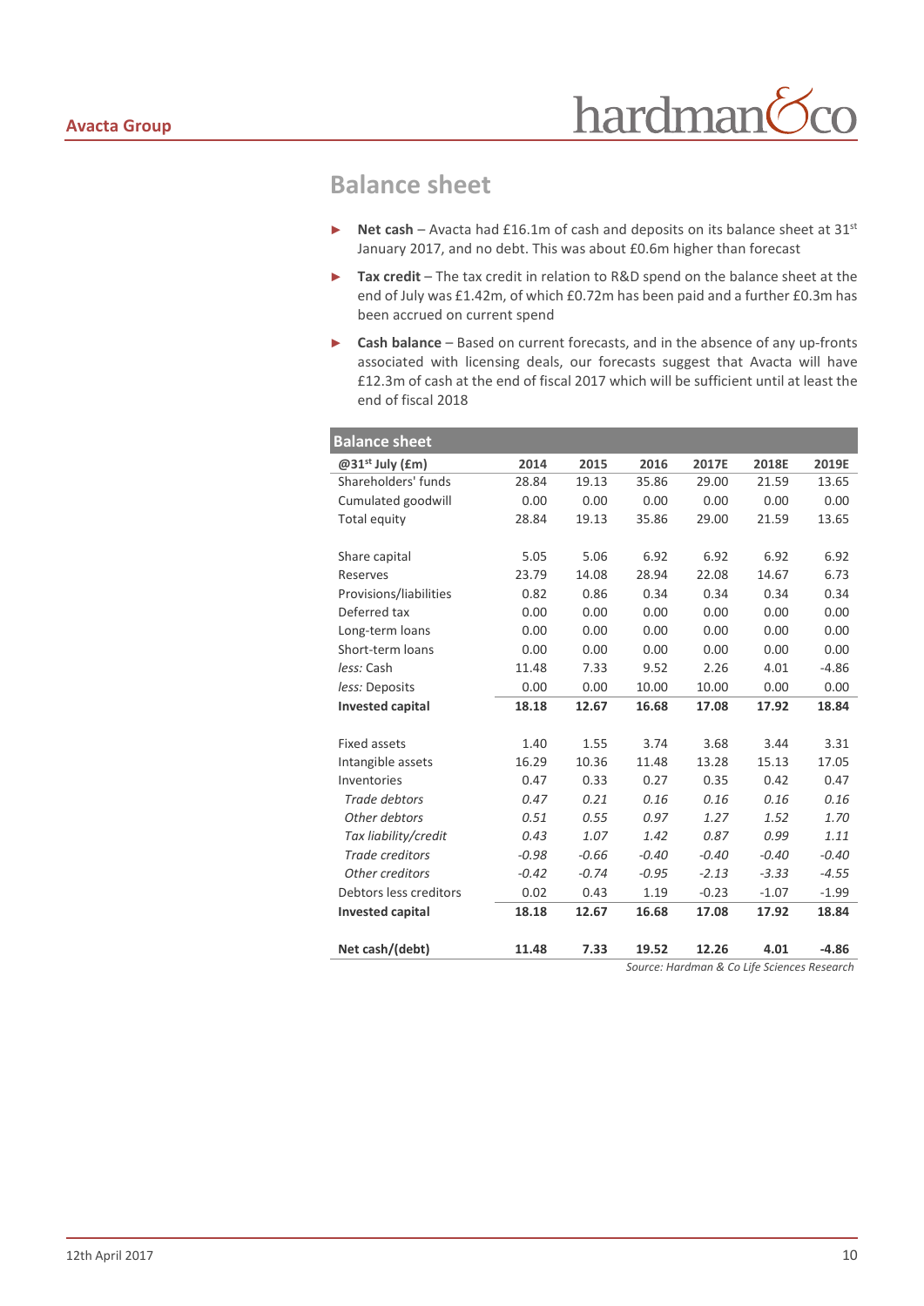## Balance sheet

- **Net cash** – Avacta had £16.1m of cash and deposits on its balance sheet at 31st January 2017, and no debt. This was about £0.6m higher than forecast
- **Tax credit** – The tax credit in relation to R&D spend on the balance sheet at the end of July was £1.42m, of which £0.72m has been paid and a further £0.3m has been accrued on current spend
- **Cash balance** – Based on current forecasts, and in the absence of any up-fronts associated with licensing deals, our forecasts suggest that Avacta will have £12.3m of cash at the end of fiscal 2017 which will be sufficient until at least the end of fiscal 2018

| **Balance sheet** | | | | | | |
|---|---|---|---|---|---|---|
| **@31st July (£m)** | **2014** | **2015** | **2016** | **2017E** | **2018E** | **2019E** |
| Shareholders' funds | 28.84 | 19.13 | 35.86 | 29.00 | 21.59 | 13.65 |
| Cumulated goodwill | 0.00 | 0.00 | 0.00 | 0.00 | 0.00 | 0.00 |
| Total equity | 28.84 | 19.13 | 35.86 | 29.00 | 21.59 | 13.65 |
| | | | | | | |
| Share capital | 5.05 | 5.06 | 6.92 | 6.92 | 6.92 | 6.92 |
| Reserves | 23.79 | 14.08 | 28.94 | 22.08 | 14.67 | 6.73 |
| Provisions/liabilities | 0.82 | 0.86 | 0.34 | 0.34 | 0.34 | 0.34 |
| Deferred tax | 0.00 | 0.00 | 0.00 | 0.00 | 0.00 | 0.00 |
| Long-term loans | 0.00 | 0.00 | 0.00 | 0.00 | 0.00 | 0.00 |
| Short-term loans | 0.00 | 0.00 | 0.00 | 0.00 | 0.00 | 0.00 |
| *less:* Cash | 11.48 | 7.33 | 9.52 | 2.26 | 4.01 | -4.86 |
| *less:* Deposits | 0.00 | 0.00 | 10.00 | 10.00 | 0.00 | 0.00 |
| **Invested capital** | **18.18** | **12.67** | **16.68** | **17.08** | **17.92** | **18.84** |
| | | | | | | |
| Fixed assets | 1.40 | 1.55 | 3.74 | 3.68 | 3.44 | 3.31 |
| Intangible assets | 16.29 | 10.36 | 11.48 | 13.28 | 15.13 | 17.05 |
| Inventories | 0.47 | 0.33 | 0.27 | 0.35 | 0.42 | 0.47 |
| *Trade debtors* | *0.47* | *0.21* | *0.16* | *0.16* | *0.16* | *0.16* |
| *Other debtors* | *0.51* | *0.55* | *0.97* | *1.27* | *1.52* | *1.70* |
| *Tax liability/credit* | *0.43* | *1.07* | *1.42* | *0.87* | *0.99* | *1.11* |
| *Trade creditors* | *-0.98* | *-0.66* | *-0.40* | *-0.40* | *-0.40* | *-0.40* |
| *Other creditors* | *-0.42* | *-0.74* | *-0.95* | *-2.13* | *-3.33* | *-4.55* |
| Debtors less creditors | 0.02 | 0.43 | 1.19 | -0.23 | -1.07 | -1.99 |
| **Invested capital** | **18.18** | **12.67** | **16.68** | **17.08** | **17.92** | **18.84** |
| | | | | | | |
| **Net cash/(debt)** | **11.48** | **7.33** | **19.52** | **12.26** | **4.01** | **-4.86** |

*Source: Hardman & Co Life Sciences Research*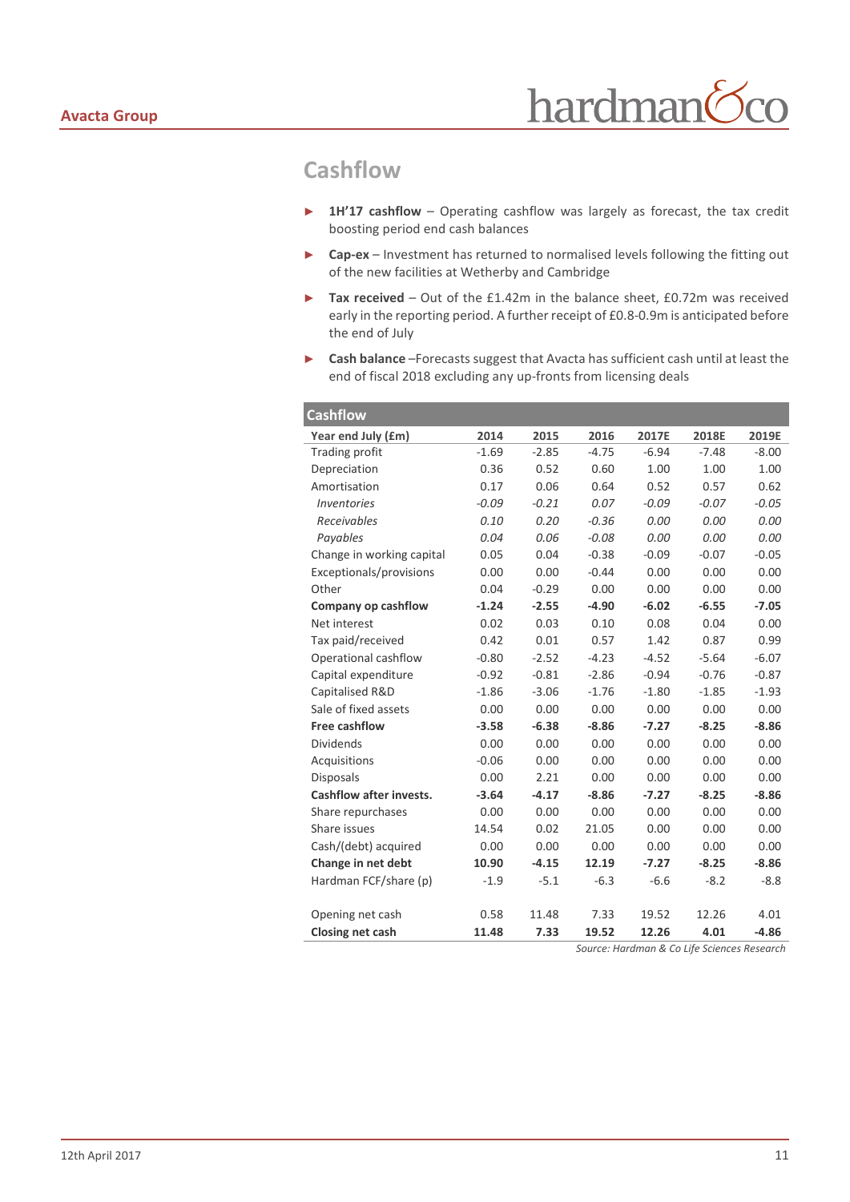## Cashflow

- **1H'17 cashflow** – Operating cashflow was largely as forecast, the tax credit boosting period end cash balances
- **Cap-ex** – Investment has returned to normalised levels following the fitting out of the new facilities at Wetherby and Cambridge
- **Tax received** – Out of the £1.42m in the balance sheet, £0.72m was received early in the reporting period. A further receipt of £0.8-0.9m is anticipated before the end of July
- **Cash balance** –Forecasts suggest that Avacta has sufficient cash until at least the end of fiscal 2018 excluding any up-fronts from licensing deals

| **Cashflow** | | | | | | |
|---|---|---|---|---|---|---|
| **Year end July (£m)** | **2014** | **2015** | **2016** | **2017E** | **2018E** | **2019E** |
| Trading profit | -1.69 | -2.85 | -4.75 | -6.94 | -7.48 | -8.00 |
| Depreciation | 0.36 | 0.52 | 0.60 | 1.00 | 1.00 | 1.00 |
| Amortisation | 0.17 | 0.06 | 0.64 | 0.52 | 0.57 | 0.62 |
| *Inventories* | *-0.09* | *-0.21* | *0.07* | *-0.09* | *-0.07* | *-0.05* |
| *Receivables* | *0.10* | *0.20* | *-0.36* | *0.00* | *0.00* | *0.00* |
| *Payables* | *0.04* | *0.06* | *-0.08* | *0.00* | *0.00* | *0.00* |
| Change in working capital | 0.05 | 0.04 | -0.38 | -0.09 | -0.07 | -0.05 |
| Exceptionals/provisions | 0.00 | 0.00 | -0.44 | 0.00 | 0.00 | 0.00 |
| Other | 0.04 | -0.29 | 0.00 | 0.00 | 0.00 | 0.00 |
| **Company op cashflow** | **-1.24** | **-2.55** | **-4.90** | **-6.02** | **-6.55** | **-7.05** |
| Net interest | 0.02 | 0.03 | 0.10 | 0.08 | 0.04 | 0.00 |
| Tax paid/received | 0.42 | 0.01 | 0.57 | 1.42 | 0.87 | 0.99 |
| Operational cashflow | -0.80 | -2.52 | -4.23 | -4.52 | -5.64 | -6.07 |
| Capital expenditure | -0.92 | -0.81 | -2.86 | -0.94 | -0.76 | -0.87 |
| Capitalised R&D | -1.86 | -3.06 | -1.76 | -1.80 | -1.85 | -1.93 |
| Sale of fixed assets | 0.00 | 0.00 | 0.00 | 0.00 | 0.00 | 0.00 |
| **Free cashflow** | **-3.58** | **-6.38** | **-8.86** | **-7.27** | **-8.25** | **-8.86** |
| Dividends | 0.00 | 0.00 | 0.00 | 0.00 | 0.00 | 0.00 |
| Acquisitions | -0.06 | 0.00 | 0.00 | 0.00 | 0.00 | 0.00 |
| Disposals | 0.00 | 2.21 | 0.00 | 0.00 | 0.00 | 0.00 |
| **Cashflow after invests.** | **-3.64** | **-4.17** | **-8.86** | **-7.27** | **-8.25** | **-8.86** |
| Share repurchases | 0.00 | 0.00 | 0.00 | 0.00 | 0.00 | 0.00 |
| Share issues | 14.54 | 0.02 | 21.05 | 0.00 | 0.00 | 0.00 |
| Cash/(debt) acquired | 0.00 | 0.00 | 0.00 | 0.00 | 0.00 | 0.00 |
| **Change in net debt** | **10.90** | **-4.15** | **12.19** | **-7.27** | **-8.25** | **-8.86** |
| Hardman FCF/share (p) | -1.9 | -5.1 | -6.3 | -6.6 | -8.2 | -8.8 |
| | | | | | | |
| Opening net cash | 0.58 | 11.48 | 7.33 | 19.52 | 12.26 | 4.01 |
| **Closing net cash** | **11.48** | **7.33** | **19.52** | **12.26** | **4.01** | **-4.86** |

*Source: Hardman & Co Life Sciences Research*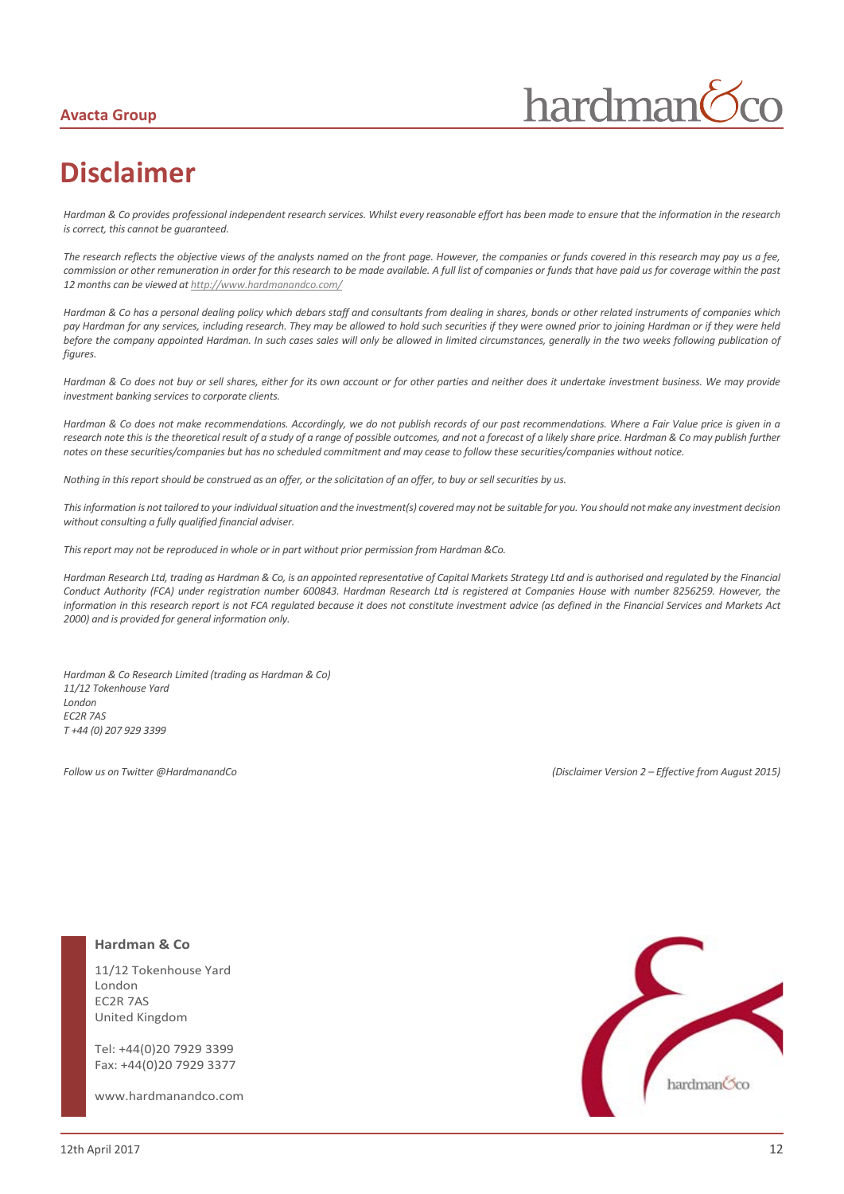# Disclaimer

*Hardman & Co provides professional independent research services. Whilst every reasonable effort has been made to ensure that the information in the research is correct, this cannot be guaranteed.*

*The research reflects the objective views of the analysts named on the front page. However, the companies or funds covered in this research may pay us a fee, commission or other remuneration in order for this research to be made available. A full list of companies or funds that have paid us for coverage within the past 12 months can be viewed at http://www.hardmanandco.com/*

*Hardman & Co has a personal dealing policy which debars staff and consultants from dealing in shares, bonds or other related instruments of companies which pay Hardman for any services, including research. They may be allowed to hold such securities if they were owned prior to joining Hardman or if they were held before the company appointed Hardman. In such cases sales will only be allowed in limited circumstances, generally in the two weeks following publication of figures.*

*Hardman & Co does not buy or sell shares, either for its own account or for other parties and neither does it undertake investment business. We may provide investment banking services to corporate clients.*

*Hardman & Co does not make recommendations. Accordingly, we do not publish records of our past recommendations. Where a Fair Value price is given in a research note this is the theoretical result of a study of a range of possible outcomes, and not a forecast of a likely share price. Hardman & Co may publish further notes on these securities/companies but has no scheduled commitment and may cease to follow these securities/companies without notice.*

*Nothing in this report should be construed as an offer, or the solicitation of an offer, to buy or sell securities by us.*

*This information is not tailored to your individual situation and the investment(s) covered may not be suitable for you. You should not make any investment decision without consulting a fully qualified financial adviser.*

*This report may not be reproduced in whole or in part without prior permission from Hardman &Co.*

*Hardman Research Ltd, trading as Hardman & Co, is an appointed representative of Capital Markets Strategy Ltd and is authorised and regulated by the Financial Conduct Authority (FCA) under registration number 600843. Hardman Research Ltd is registered at Companies House with number 8256259. However, the information in this research report is not FCA regulated because it does not constitute investment advice (as defined in the Financial Services and Markets Act 2000) and is provided for general information only.*

*Hardman & Co Research Limited (trading as Hardman & Co)*
*11/12 Tokenhouse Yard*
*London*
*EC2R 7AS*
*T +44 (0) 207 929 3399*

*Follow us on Twitter @HardmanandCo*

*(Disclaimer Version 2 – Effective from August 2015)*

**Hardman & Co**

11/12 Tokenhouse Yard
London
EC2R 7AS
United Kingdom

Tel: +44(0)20 7929 3399
Fax: +44(0)20 7929 3377

www.hardmanandco.com